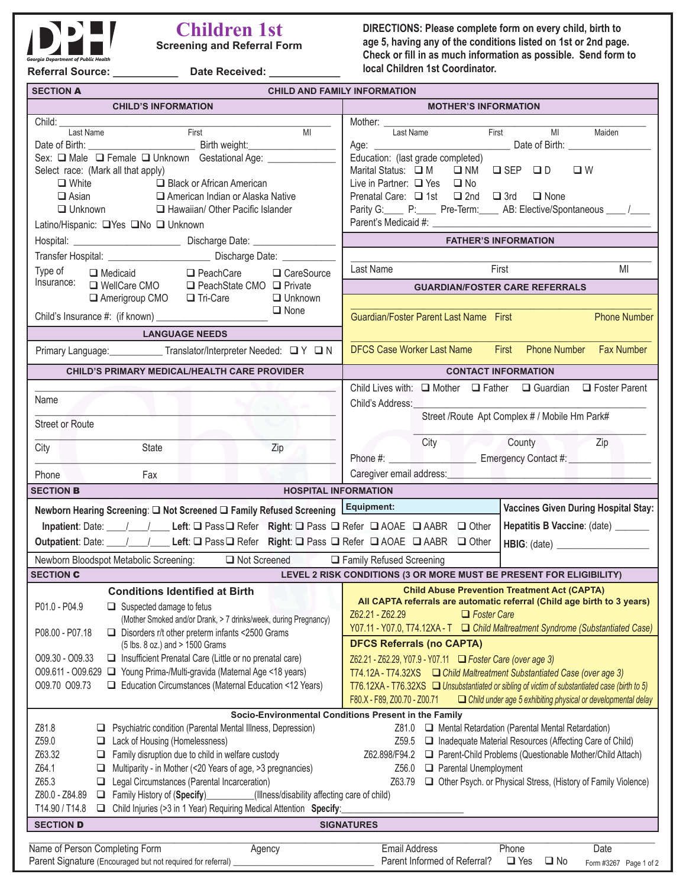# Children 1st

**Screening and Referral Form**

Georgia Department of Public Health

**Referral Source:** ___________ **Date Received:** ___________

**DIRECTIONS: Please complete form on every child, birth to age 5, having any of the conditions listed on 1st or 2nd page. Check or fill in as much information as possible. Send form to local Children 1st Coordinator.**

## SECTION A — CHILD AND FAMILY INFORMATION

### CHILD'S INFORMATION

Child: ______________________________ (Last Name, First, MI)

Date of Birth: ______________ Birth weight: ______________

Sex: ❑ Male ❑ Female ❑ Unknown Gestational Age: ____________

Select race: (Mark all that apply)

- ❑ White
- ❑ Black or African American
- ❑ Asian
- ❑ American Indian or Alaska Native
- ❑ Unknown
- ❑ Hawaiian/ Other Pacific Islander

Latino/Hispanic: ❑Yes ❑No ❑ Unknown

Hospital: ______________ Discharge Date: ______________

Transfer Hospital: ______________ Discharge Date: __________

Type of Insurance: ❑ Medicaid ❑ PeachCare ❑ CareSource ❑ WellCare CMO ❑ PeachState CMO ❑ Private ❑ Amerigroup CMO ❑ Tri-Care ❑ Unknown ❑ None

Child's Insurance #: (if known) ______________

### MOTHER'S INFORMATION

Mother: ______________________________ (Last Name, First, MI, Maiden)

Age: ______________ Date of Birth: ______________

Education: (last grade completed)

Marital Status: ❑ M ❑ NM ❑ SEP ❑ D ❑ W

Live in Partner: ❑ Yes ❑ No

Prenatal Care: ❑ 1st ❑ 2nd ❑ 3rd ❑ None

Parity G:____ P:____ Pre-Term:____ AB: Elective/Spontaneous ____ /____

Parent's Medicaid #: ______________

### FATHER'S INFORMATION

______________________________ (Last Name, First, MI)

### GUARDIAN/FOSTER CARE REFERRALS

______________________________ (Guardian/Foster Parent Last Name, First, Phone Number)

______________________________ (DFCS Case Worker Last Name, First, Phone Number, Fax Number)

### LANGUAGE NEEDS

Primary Language: __________ Translator/Interpreter Needed: ❑ Y ❑ N

### CHILD'S PRIMARY MEDICAL/HEALTH CARE PROVIDER

______________________________ Name

______________________________ Street or Route

______________________________ City, State, Zip

______________________________ Phone, Fax

### CONTACT INFORMATION

Child Lives with: ❑ Mother ❑ Father ❑ Guardian ❑ Foster Parent

Child's Address: ______________________________ (Street /Route Apt Complex # / Mobile Hm Park#)

______________________________ (City, County, Zip)

Phone #: ______________ Emergency Contact #: ______________

Caregiver email address: ______________

## SECTION B — HOSPITAL INFORMATION

**Newborn Hearing Screening:** ❑ **Not Screened** ❑ **Family Refused Screening**

**Inpatient**: Date: ____/____/____ **Left**: ❑ Pass ❑ Refer **Right**: ❑ Pass ❑ Refer ❑ AOAE ❑ AABR ❑ Other

**Outpatient**: Date: ____/____/____ **Left**: ❑ Pass ❑ Refer **Right**: ❑ Pass ❑ Refer ❑ AOAE ❑ AABR ❑ Other

**Equipment:**

**Vaccines Given During Hospital Stay:**

**Hepatitis B Vaccine**: (date) _______

**HBIG**: (date) ______________

Newborn Bloodspot Metabolic Screening: ❑ Not Screened ❑ Family Refused Screening

## SECTION C — LEVEL 2 RISK CONDITIONS (3 OR MORE MUST BE PRESENT FOR ELIGIBILITY)

### Conditions Identified at Birth

| Code | Condition |
|---|---|
| P01.0 - P04.9 | ❑ Suspected damage to fetus (Mother Smoked and/or Drank, > 7 drinks/week, during Pregnancy) |
| P08.00 - P07.18 | ❑ Disorders r/t other preterm infants <2500 Grams (5 lbs. 8 oz.) and > 1500 Grams |
| O09.30 - O09.33 | ❑ Insufficient Prenatal Care (Little or no prenatal care) |
| O09.611 - O09.629 | ❑ Young Prima-/Multi-gravida (Maternal Age <18 years) |
| O09.70 O09.73 | ❑ Education Circumstances (Maternal Education <12 Years) |

### Child Abuse Prevention Treatment Act (CAPTA)

**All CAPTA referrals are automatic referral (Child age birth to 3 years)**

| Code | Condition |
|---|---|
| Z62.21 - Z62.29 | ❑ *Foster Care* |
| Y07.11 - Y07.0, T74.12XA - T | ❑ *Child Maltreatment Syndrome (Substantiated Case)* |

### DFCS Referrals (no CAPTA)

| Code | Condition |
|---|---|
| Z62.21 - Z62.29, Y07.9 - Y07.11 | ❑ *Foster Care (over age 3)* |
| T74.12A - T74.32XS | ❑ *Child Maltreatment Substantiated Case (over age 3)* |
| T76.12XA - T76.32XS | ❑ *Unsubstantiated or sibling of victim of substantiated case (birth to 5)* |
| F80.X - F89, Z00.70 - Z00.71 | ❑ *Child under age 5 exhibiting physical or developmental delay* |

### Socio-Environmental Conditions Present in the Family

| Code | Condition |
|---|---|
| Z81.8 | ❑ Psychiatric condition (Parental Mental Illness, Depression) |
| Z59.0 | ❑ Lack of Housing (Homelessness) |
| Z63.32 | ❑ Family disruption due to child in welfare custody |
| Z64.1 | ❑ Multiparity - in Mother (<20 Years of age, >3 pregnancies) |
| Z65.3 | ❑ Legal Circumstances (Parental Incarceration) |
| Z80.0 - Z84.89 | ❑ Family History of (**Specify**)__________(Illness/disability affecting care of child) |
| T14.90 / T14.8 | ❑ Child Injuries (>3 in 1 Year) Requiring Medical Attention **Specify**: |
| Z81.0 | ❑ Mental Retardation (Parental Mental Retardation) |
| Z59.5 | ❑ Inadequate Material Resources (Affecting Care of Child) |
| Z62.898/F94.2 | ❑ Parent-Child Problems (Questionable Mother/Child Attach) |
| Z56.0 | ❑ Parental Unemployment |
| Z63.79 | ❑ Other Psych. or Physical Stress, (History of Family Violence) |

## SECTION D — SIGNATURES

______________________________ Name of Person Completing Form | Agency | Email Address | Phone | Date

Parent Signature (Encouraged but not required for referral) ______________ Parent Informed of Referral? ❑ Yes ❑ No

Form #3267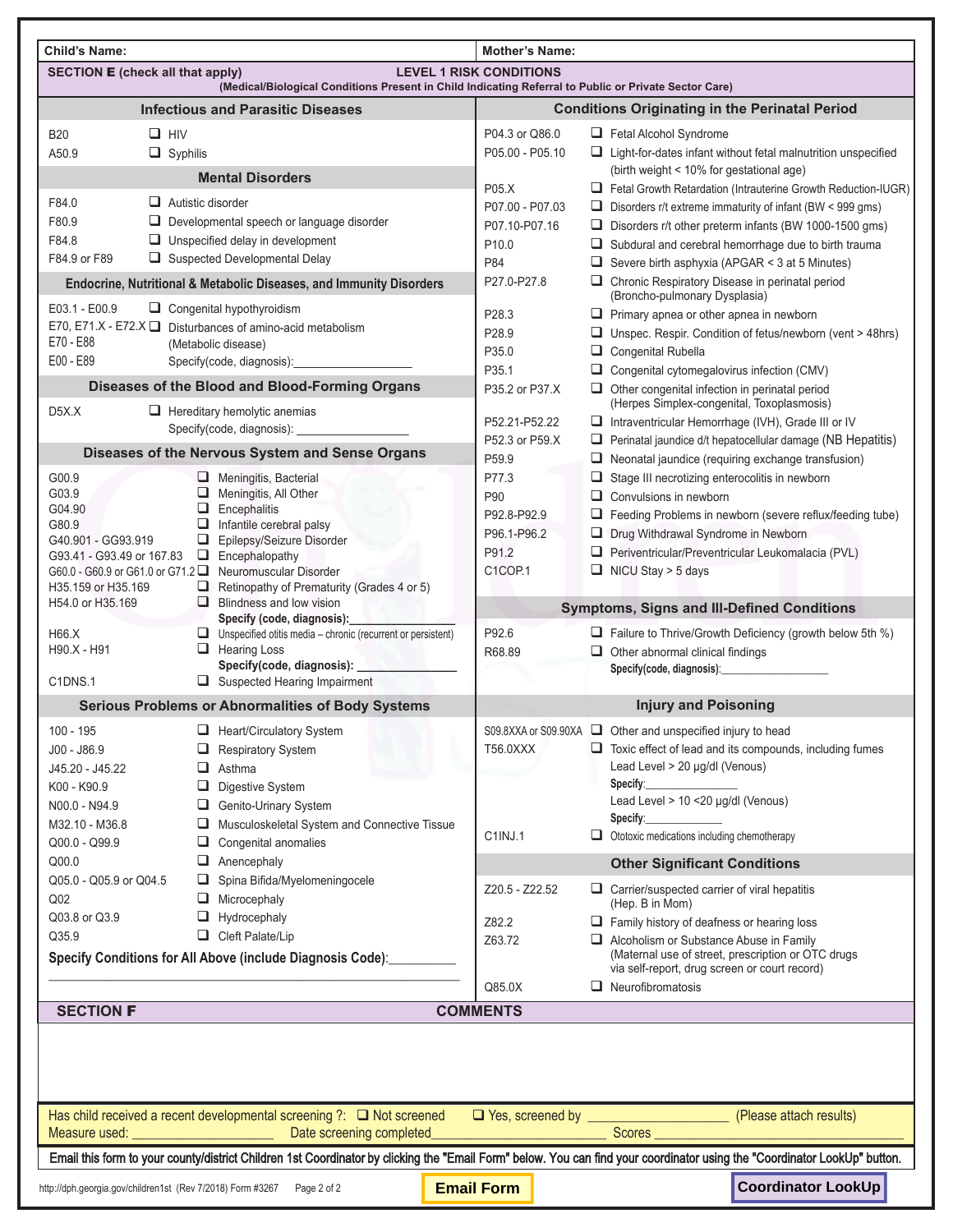| Child's Name: | Mother's Name: |
|---|---|

## SECTION E (check all that apply) — LEVEL 1 RISK CONDITIONS

(Medical/Biological Conditions Present in Child Indicating Referral to Public or Private Sector Care)

### Infectious and Parasitic Diseases

| | |
|---|---|
| B20 | ❑ HIV |
| A50.9 | ❑ Syphilis |

### Mental Disorders

| | |
|---|---|
| F84.0 | ❑ Autistic disorder |
| F80.9 | ❑ Developmental speech or language disorder |
| F84.8 | ❑ Unspecified delay in development |
| F84.9 or F89 | ❑ Suspected Developmental Delay |

### Endocrine, Nutritional & Metabolic Diseases, and Immunity Disorders

| | |
|---|---|
| E03.1 - E00.9 | ❑ Congenital hypothyroidism |
| E70, E71.X - E72.X | ❑ Disturbances of amino-acid metabolism |
| E70 - E88 | (Metabolic disease) |
| E00 - E89 | Specify(code, diagnosis):_________________ |

### Diseases of the Blood and Blood-Forming Organs

| | |
|---|---|
| D5X.X | ❑ Hereditary hemolytic anemias<br>Specify(code, diagnosis): _________________ |

### Diseases of the Nervous System and Sense Organs

| | |
|---|---|
| G00.9 | ❑ Meningitis, Bacterial |
| G03.9 | ❑ Meningitis, All Other |
| G04.90 | ❑ Encephalitis |
| G80.9 | ❑ Infantile cerebral palsy |
| G40.901 - GG93.919 | ❑ Epilepsy/Seizure Disorder |
| G93.41 - G93.49 or 167.83 | ❑ Encephalopathy |
| G60.0 - G60.9 or G61.0 or G71.2 | ❑ Neuromuscular Disorder |
| H35.159 or H35.169 | ❑ Retinopathy of Prematurity (Grades 4 or 5) |
| H54.0 or H35.169 | ❑ Blindness and low vision<br>**Specify (code, diagnosis):**_______________ |
| H66.X | ❑ Unspecified otitis media – chronic (recurrent or persistent) |
| H90.X - H91 | ❑ Hearing Loss<br>**Specify(code, diagnosis):** _______________ |
| C1DNS.1 | ❑ Suspected Hearing Impairment |

### Serious Problems or Abnormalities of Body Systems

| | |
|---|---|
| 100 - 195 | ❑ Heart/Circulatory System |
| J00 - J86.9 | ❑ Respiratory System |
| J45.20 - J45.22 | ❑ Asthma |
| K00 - K90.9 | ❑ Digestive System |
| N00.0 - N94.9 | ❑ Genito-Urinary System |
| M32.10 - M36.8 | ❑ Musculoskeletal System and Connective Tissue |
| Q00.0 - Q99.9 | ❑ Congenital anomalies |
| Q00.0 | ❑ Anencephaly |
| Q05.0 - Q05.9 or Q04.5 | ❑ Spina Bifida/Myelomeningocele |
| Q02 | ❑ Microcephaly |
| Q03.8 or Q3.9 | ❑ Hydrocephaly |
| Q35.9 | ❑ Cleft Palate/Lip |

**Specify Conditions for All Above (include Diagnosis Code):**__________

___________________________________________________________

### Conditions Originating in the Perinatal Period

| | |
|---|---|
| P04.3 or Q86.0 | ❑ Fetal Alcohol Syndrome |
| P05.00 - P05.10 | ❑ Light-for-dates infant without fetal malnutrition unspecified (birth weight < 10% for gestational age) |
| P05.X | ❑ Fetal Growth Retardation (Intrauterine Growth Reduction-IUGR) |
| P07.00 - P07.03 | ❑ Disorders r/t extreme immaturity of infant (BW < 999 gms) |
| P07.10-P07.16 | ❑ Disorders r/t other preterm infants (BW 1000-1500 gms) |
| P10.0 | ❑ Subdural and cerebral hemorrhage due to birth trauma |
| P84 | ❑ Severe birth asphyxia (APGAR < 3 at 5 Minutes) |
| P27.0-P27.8 | ❑ Chronic Respiratory Disease in perinatal period (Broncho-pulmonary Dysplasia) |
| P28.3 | ❑ Primary apnea or other apnea in newborn |
| P28.9 | ❑ Unspec. Respir. Condition of fetus/newborn (vent > 48hrs) |
| P35.0 | ❑ Congenital Rubella |
| P35.1 | ❑ Congenital cytomegalovirus infection (CMV) |
| P35.2 or P37.X | ❑ Other congenital infection in perinatal period (Herpes Simplex-congenital, Toxoplasmosis) |
| P52.21-P52.22 | ❑ Intraventricular Hemorrhage (IVH), Grade III or IV |
| P52.3 or P59.X | ❑ Perinatal jaundice d/t hepatocellular damage (NB Hepatitis) |
| P59.9 | ❑ Neonatal jaundice (requiring exchange transfusion) |
| P77.3 | ❑ Stage III necrotizing enterocolitis in newborn |
| P90 | ❑ Convulsions in newborn |
| P92.8-P92.9 | ❑ Feeding Problems in newborn (severe reflux/feeding tube) |
| P96.1-P96.2 | ❑ Drug Withdrawal Syndrome in Newborn |
| P91.2 | ❑ Periventricular/Preventricular Leukomalacia (PVL) |
| C1COP.1 | ❑ NICU Stay > 5 days |

### Symptoms, Signs and Ill-Defined Conditions

| | |
|---|---|
| P92.6 | ❑ Failure to Thrive/Growth Deficiency (growth below 5th %) |
| R68.89 | ❑ Other abnormal clinical findings<br>**Specify(code, diagnosis):**_________________ |

### Injury and Poisoning

| | |
|---|---|
| S09.8XXA or S09.90XA | ❑ Other and unspecified injury to head |
| T56.0XXX | ❑ Toxic effect of lead and its compounds, including fumes<br>Lead Level > 20 µg/dl (Venous)<br>**Specify:**_______________<br>Lead Level > 10 <20 µg/dl (Venous)<br>**Specify:**____________ |
| C1INJ.1 | ❑ Ototoxic medications including chemotherapy |

### Other Significant Conditions

| | |
|---|---|
| Z20.5 - Z22.52 | ❑ Carrier/suspected carrier of viral hepatitis (Hep. B in Mom) |
| Z82.2 | ❑ Family history of deafness or hearing loss |
| Z63.72 | ❑ Alcoholism or Substance Abuse in Family (Maternal use of street, prescription or OTC drugs via self-report, drug screen or court record) |
| Q85.0X | ❑ Neurofibromatosis |

## SECTION F — COMMENTS

Has child received a recent developmental screening ?: ❑ Not screened ❑ Yes, screened by ___________________ (Please attach results)

Measure used: ____________________ Date screening completed_______________________ Scores ____________________

**Email this form to your county/district Children 1st Coordinator by clicking the "Email Form" below. You can find your coordinator using the "Coordinator LookUp" button.**

http://dph.georgia.gov/children1st (Rev 7/2018) Form #3267

**Email Form** **Coordinator LookUp**